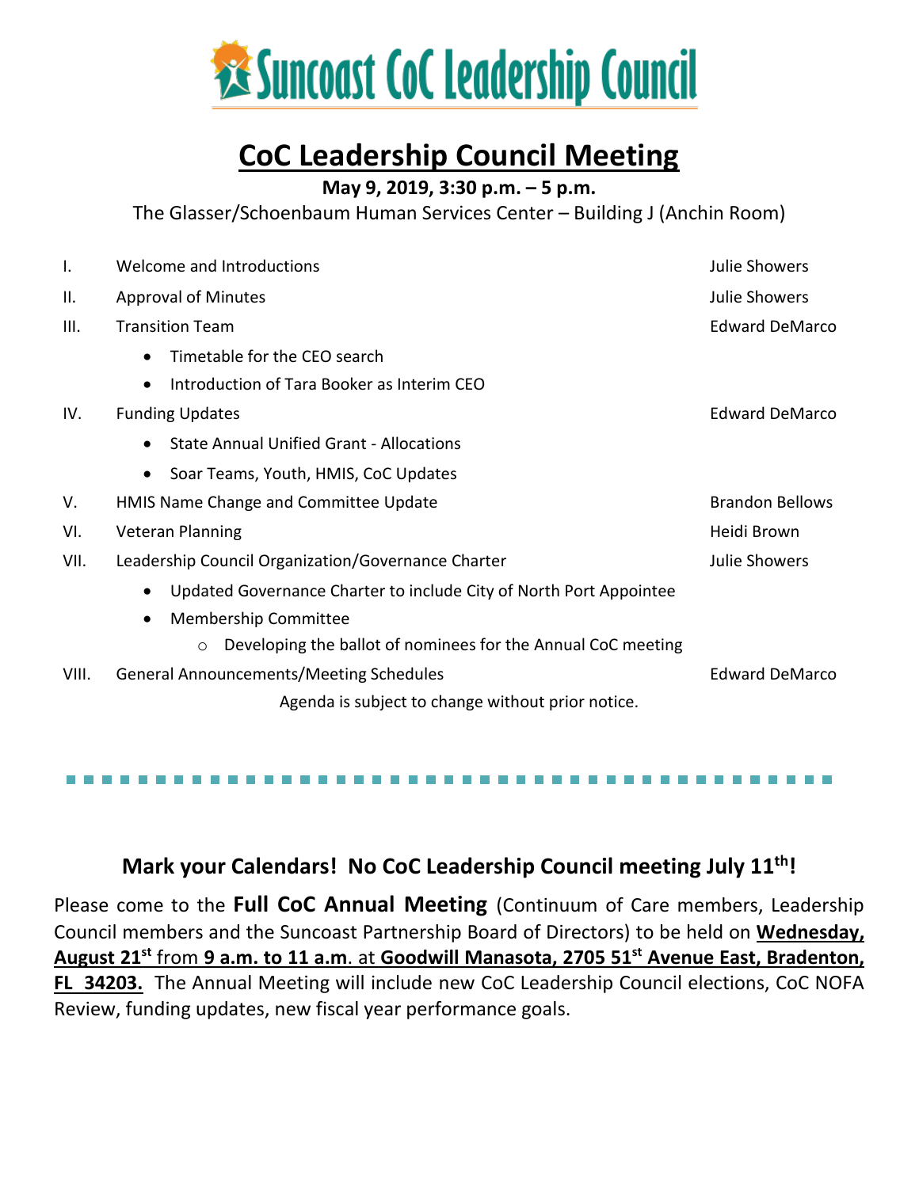# Suncoast CoC Leadership Council

## CoC Leadership Council Meeting

**May 9, 2019, 3:30 p.m. – 5 p.m.**

The Glasser/Schoenbaum Human Services Center – Building J (Anchin Room)

| | | |
|---|---|---|
| I. | Welcome and Introductions | Julie Showers |
| II. | Approval of Minutes | Julie Showers |
| III. | Transition Team<br>• Timetable for the CEO search<br>• Introduction of Tara Booker as Interim CEO | Edward DeMarco |
| IV. | Funding Updates<br>• State Annual Unified Grant - Allocations<br>• Soar Teams, Youth, HMIS, CoC Updates | Edward DeMarco |
| V. | HMIS Name Change and Committee Update | Brandon Bellows |
| VI. | Veteran Planning | Heidi Brown |
| VII. | Leadership Council Organization/Governance Charter<br>• Updated Governance Charter to include City of North Port Appointee<br>• Membership Committee<br>&nbsp;&nbsp;&nbsp;&nbsp;○ Developing the ballot of nominees for the Annual CoC meeting | Julie Showers |
| VIII. | General Announcements/Meeting Schedules | Edward DeMarco |

Agenda is subject to change without prior notice.

---

### Mark your Calendars! No CoC Leadership Council meeting July 11th!

Please come to the **Full CoC Annual Meeting** (Continuum of Care members, Leadership Council members and the Suncoast Partnership Board of Directors) to be held on **Wednesday, August 21st** from **9 a.m. to 11 a.m**. at **Goodwill Manasota, 2705 51st Avenue East, Bradenton, FL 34203.** The Annual Meeting will include new CoC Leadership Council elections, CoC NOFA Review, funding updates, new fiscal year performance goals.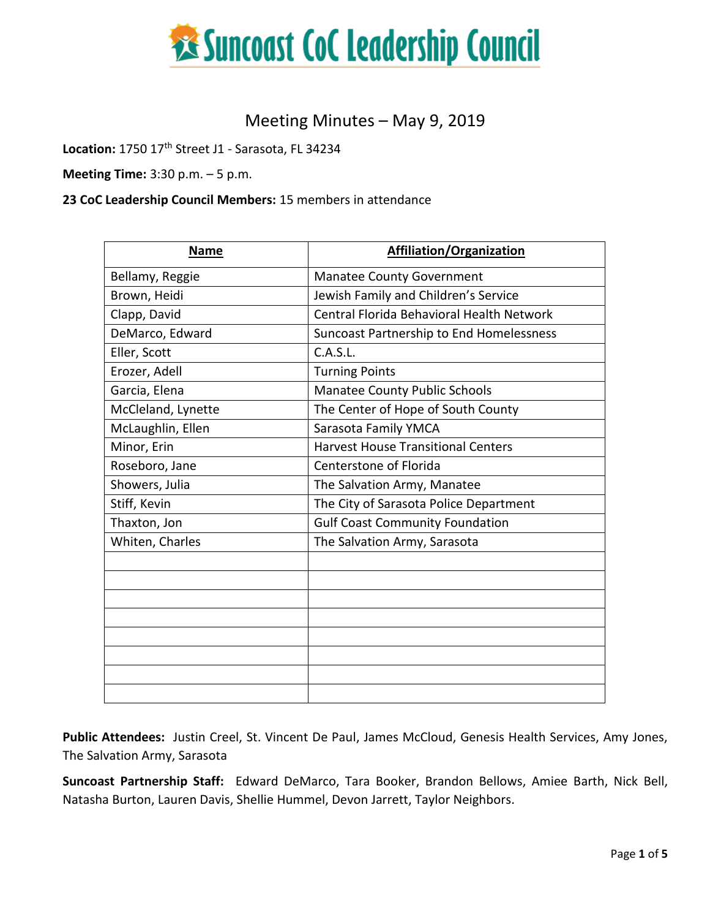# Suncoast CoC Leadership Council

## Meeting Minutes – May 9, 2019

**Location:** 1750 17th Street J1 - Sarasota, FL 34234

**Meeting Time:** 3:30 p.m. – 5 p.m.

**23 CoC Leadership Council Members:** 15 members in attendance

| Name | Affiliation/Organization |
|---|---|
| Bellamy, Reggie | Manatee County Government |
| Brown, Heidi | Jewish Family and Children's Service |
| Clapp, David | Central Florida Behavioral Health Network |
| DeMarco, Edward | Suncoast Partnership to End Homelessness |
| Eller, Scott | C.A.S.L. |
| Erozer, Adell | Turning Points |
| Garcia, Elena | Manatee County Public Schools |
| McCleland, Lynette | The Center of Hope of South County |
| McLaughlin, Ellen | Sarasota Family YMCA |
| Minor, Erin | Harvest House Transitional Centers |
| Roseboro, Jane | Centerstone of Florida |
| Showers, Julia | The Salvation Army, Manatee |
| Stiff, Kevin | The City of Sarasota Police Department |
| Thaxton, Jon | Gulf Coast Community Foundation |
| Whiten, Charles | The Salvation Army, Sarasota |
| | |
| | |
| | |
| | |
| | |
| | |
| | |
| | |

**Public Attendees:** Justin Creel, St. Vincent De Paul, James McCloud, Genesis Health Services, Amy Jones, The Salvation Army, Sarasota

**Suncoast Partnership Staff:** Edward DeMarco, Tara Booker, Brandon Bellows, Amiee Barth, Nick Bell, Natasha Burton, Lauren Davis, Shellie Hummel, Devon Jarrett, Taylor Neighbors.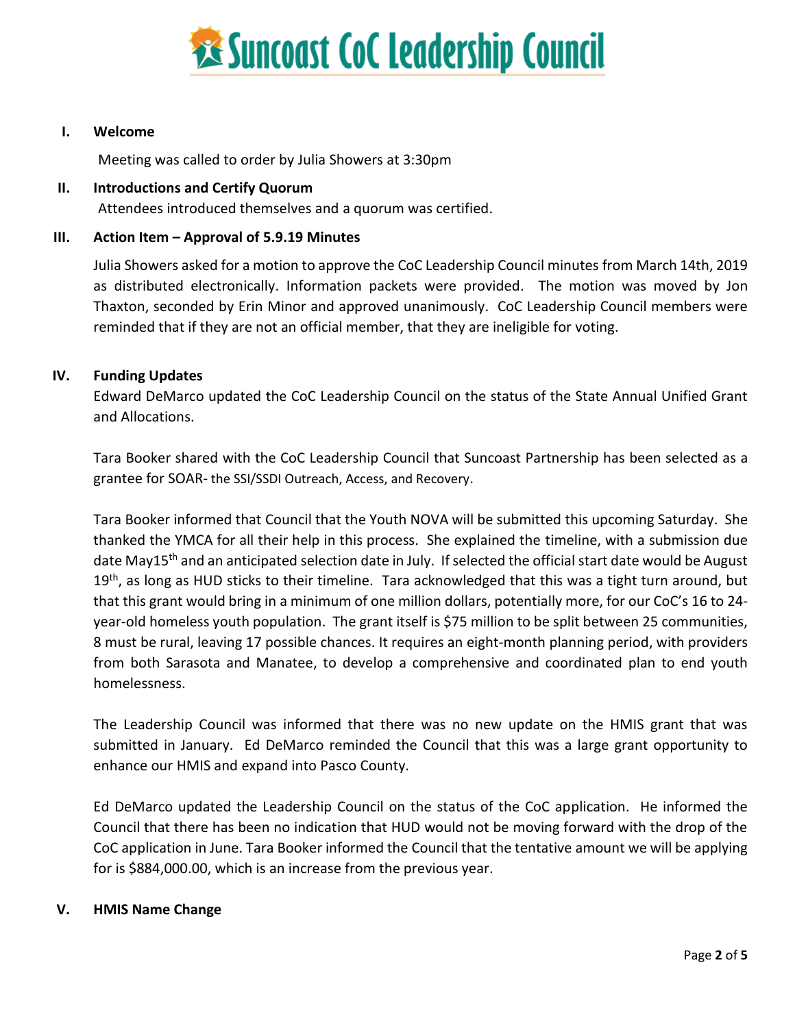# Suncoast CoC Leadership Council

## I. Welcome

Meeting was called to order by Julia Showers at 3:30pm

## II. Introductions and Certify Quorum

Attendees introduced themselves and a quorum was certified.

## III. Action Item – Approval of 5.9.19 Minutes

Julia Showers asked for a motion to approve the CoC Leadership Council minutes from March 14th, 2019 as distributed electronically. Information packets were provided. The motion was moved by Jon Thaxton, seconded by Erin Minor and approved unanimously. CoC Leadership Council members were reminded that if they are not an official member, that they are ineligible for voting.

## IV. Funding Updates

Edward DeMarco updated the CoC Leadership Council on the status of the State Annual Unified Grant and Allocations.

Tara Booker shared with the CoC Leadership Council that Suncoast Partnership has been selected as a grantee for SOAR- the SSI/SSDI Outreach, Access, and Recovery.

Tara Booker informed that Council that the Youth NOVA will be submitted this upcoming Saturday. She thanked the YMCA for all their help in this process. She explained the timeline, with a submission due date May15th and an anticipated selection date in July. If selected the official start date would be August 19th, as long as HUD sticks to their timeline. Tara acknowledged that this was a tight turn around, but that this grant would bring in a minimum of one million dollars, potentially more, for our CoC's 16 to 24-year-old homeless youth population. The grant itself is $75 million to be split between 25 communities, 8 must be rural, leaving 17 possible chances. It requires an eight-month planning period, with providers from both Sarasota and Manatee, to develop a comprehensive and coordinated plan to end youth homelessness.

The Leadership Council was informed that there was no new update on the HMIS grant that was submitted in January. Ed DeMarco reminded the Council that this was a large grant opportunity to enhance our HMIS and expand into Pasco County.

Ed DeMarco updated the Leadership Council on the status of the CoC application. He informed the Council that there has been no indication that HUD would not be moving forward with the drop of the CoC application in June. Tara Booker informed the Council that the tentative amount we will be applying for is $884,000.00, which is an increase from the previous year.

## V. HMIS Name Change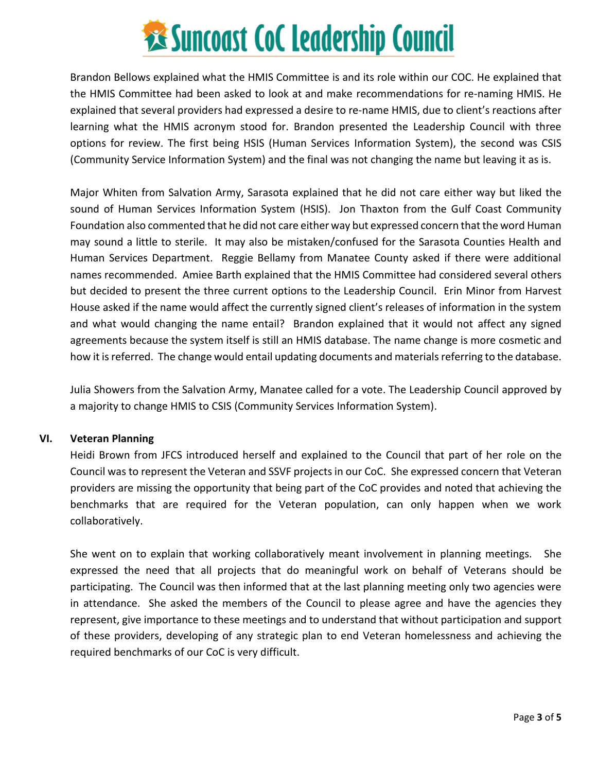Brandon Bellows explained what the HMIS Committee is and its role within our COC. He explained that the HMIS Committee had been asked to look at and make recommendations for re-naming HMIS. He explained that several providers had expressed a desire to re-name HMIS, due to client's reactions after learning what the HMIS acronym stood for. Brandon presented the Leadership Council with three options for review. The first being HSIS (Human Services Information System), the second was CSIS (Community Service Information System) and the final was not changing the name but leaving it as is.

Major Whiten from Salvation Army, Sarasota explained that he did not care either way but liked the sound of Human Services Information System (HSIS). Jon Thaxton from the Gulf Coast Community Foundation also commented that he did not care either way but expressed concern that the word Human may sound a little to sterile. It may also be mistaken/confused for the Sarasota Counties Health and Human Services Department. Reggie Bellamy from Manatee County asked if there were additional names recommended. Amiee Barth explained that the HMIS Committee had considered several others but decided to present the three current options to the Leadership Council. Erin Minor from Harvest House asked if the name would affect the currently signed client's releases of information in the system and what would changing the name entail? Brandon explained that it would not affect any signed agreements because the system itself is still an HMIS database. The name change is more cosmetic and how it is referred. The change would entail updating documents and materials referring to the database.

Julia Showers from the Salvation Army, Manatee called for a vote. The Leadership Council approved by a majority to change HMIS to CSIS (Community Services Information System).

## VI. Veteran Planning

Heidi Brown from JFCS introduced herself and explained to the Council that part of her role on the Council was to represent the Veteran and SSVF projects in our CoC. She expressed concern that Veteran providers are missing the opportunity that being part of the CoC provides and noted that achieving the benchmarks that are required for the Veteran population, can only happen when we work collaboratively.

She went on to explain that working collaboratively meant involvement in planning meetings. She expressed the need that all projects that do meaningful work on behalf of Veterans should be participating. The Council was then informed that at the last planning meeting only two agencies were in attendance. She asked the members of the Council to please agree and have the agencies they represent, give importance to these meetings and to understand that without participation and support of these providers, developing of any strategic plan to end Veteran homelessness and achieving the required benchmarks of our CoC is very difficult.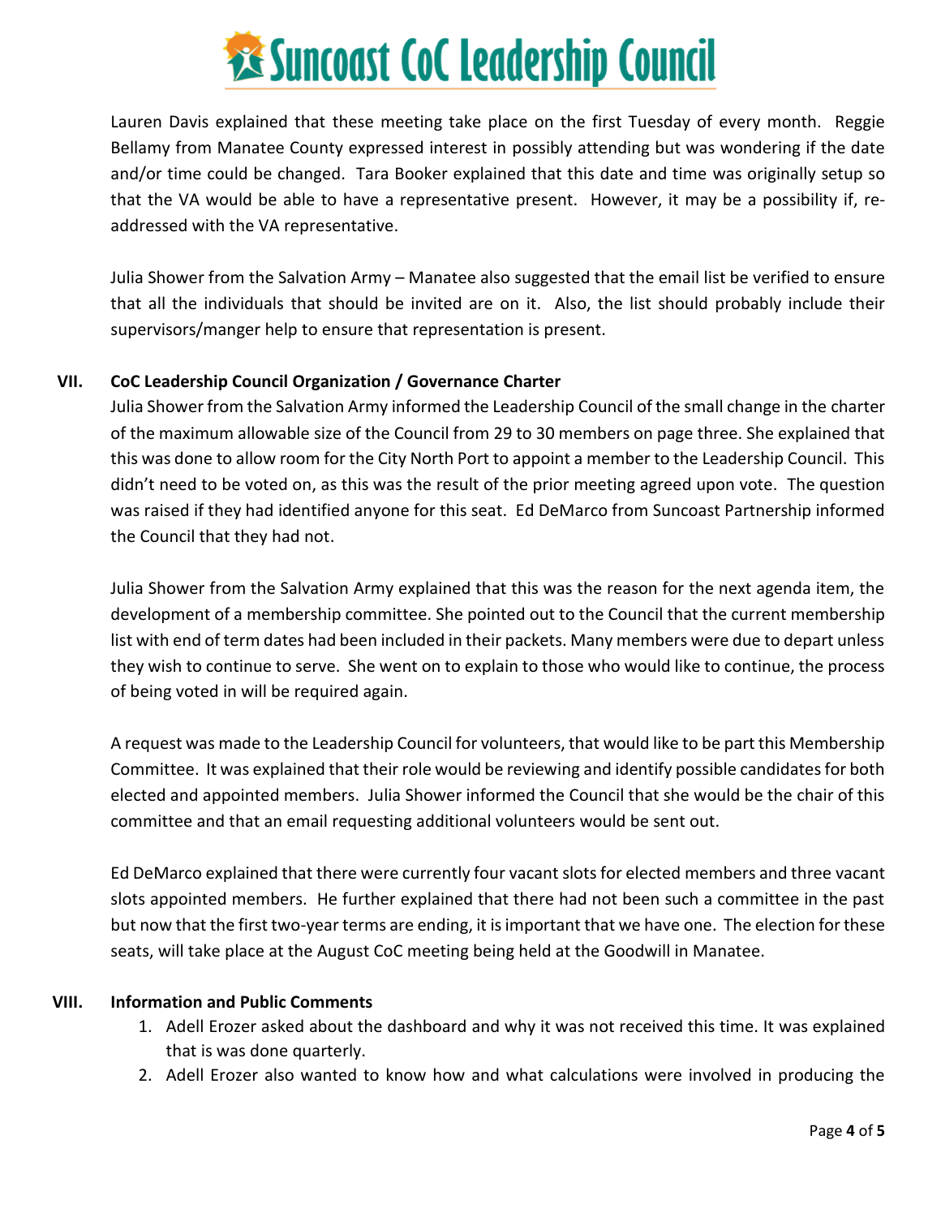Lauren Davis explained that these meeting take place on the first Tuesday of every month. Reggie Bellamy from Manatee County expressed interest in possibly attending but was wondering if the date and/or time could be changed. Tara Booker explained that this date and time was originally setup so that the VA would be able to have a representative present. However, it may be a possibility if, re-addressed with the VA representative.

Julia Shower from the Salvation Army – Manatee also suggested that the email list be verified to ensure that all the individuals that should be invited are on it. Also, the list should probably include their supervisors/manger help to ensure that representation is present.

## VII. CoC Leadership Council Organization / Governance Charter

Julia Shower from the Salvation Army informed the Leadership Council of the small change in the charter of the maximum allowable size of the Council from 29 to 30 members on page three. She explained that this was done to allow room for the City North Port to appoint a member to the Leadership Council. This didn't need to be voted on, as this was the result of the prior meeting agreed upon vote. The question was raised if they had identified anyone for this seat. Ed DeMarco from Suncoast Partnership informed the Council that they had not.

Julia Shower from the Salvation Army explained that this was the reason for the next agenda item, the development of a membership committee. She pointed out to the Council that the current membership list with end of term dates had been included in their packets. Many members were due to depart unless they wish to continue to serve. She went on to explain to those who would like to continue, the process of being voted in will be required again.

A request was made to the Leadership Council for volunteers, that would like to be part this Membership Committee. It was explained that their role would be reviewing and identify possible candidates for both elected and appointed members. Julia Shower informed the Council that she would be the chair of this committee and that an email requesting additional volunteers would be sent out.

Ed DeMarco explained that there were currently four vacant slots for elected members and three vacant slots appointed members. He further explained that there had not been such a committee in the past but now that the first two-year terms are ending, it is important that we have one. The election for these seats, will take place at the August CoC meeting being held at the Goodwill in Manatee.

## VIII. Information and Public Comments

1. Adell Erozer asked about the dashboard and why it was not received this time. It was explained that is was done quarterly.
2. Adell Erozer also wanted to know how and what calculations were involved in producing the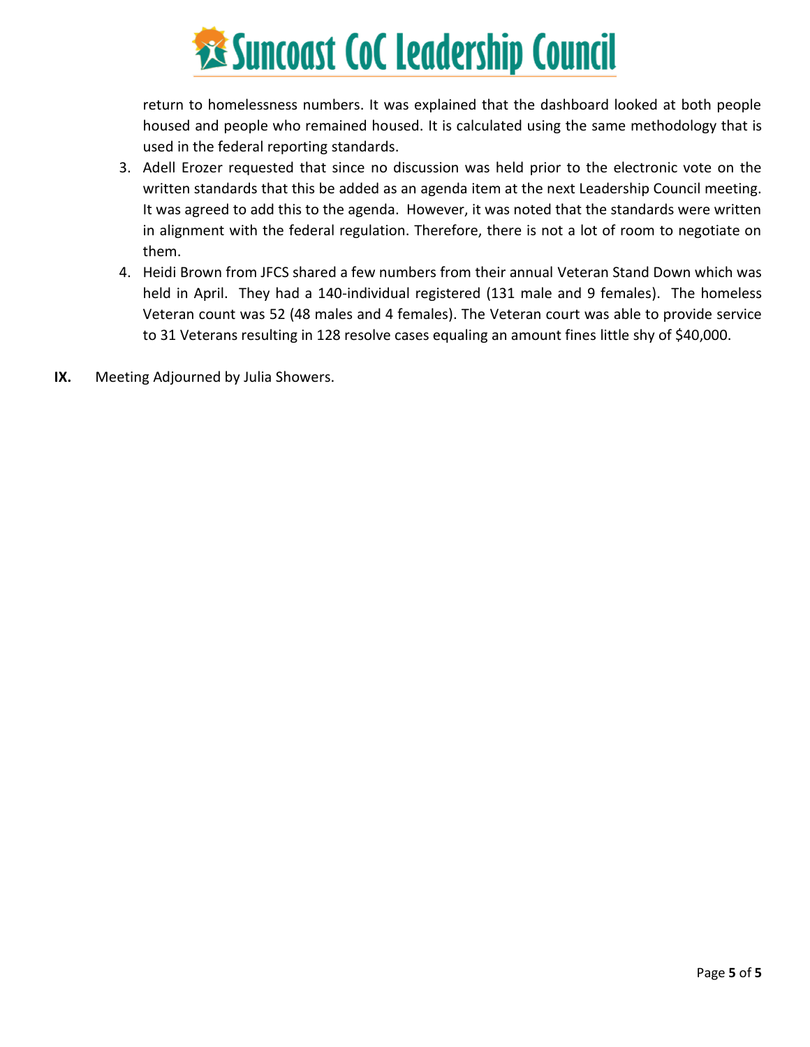return to homelessness numbers. It was explained that the dashboard looked at both people housed and people who remained housed. It is calculated using the same methodology that is used in the federal reporting standards.

3. Adell Erozer requested that since no discussion was held prior to the electronic vote on the written standards that this be added as an agenda item at the next Leadership Council meeting. It was agreed to add this to the agenda. However, it was noted that the standards were written in alignment with the federal regulation. Therefore, there is not a lot of room to negotiate on them.
4. Heidi Brown from JFCS shared a few numbers from their annual Veteran Stand Down which was held in April. They had a 140-individual registered (131 male and 9 females). The homeless Veteran count was 52 (48 males and 4 females). The Veteran court was able to provide service to 31 Veterans resulting in 128 resolve cases equaling an amount fines little shy of $40,000.

**IX.** Meeting Adjourned by Julia Showers.